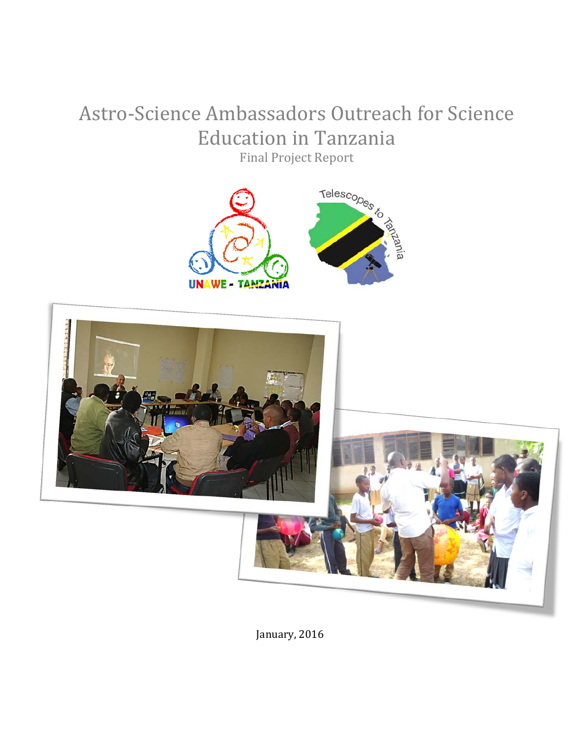# Astro-Science Ambassadors Outreach for Science Education in Tanzania

Final Project Report

January, 2016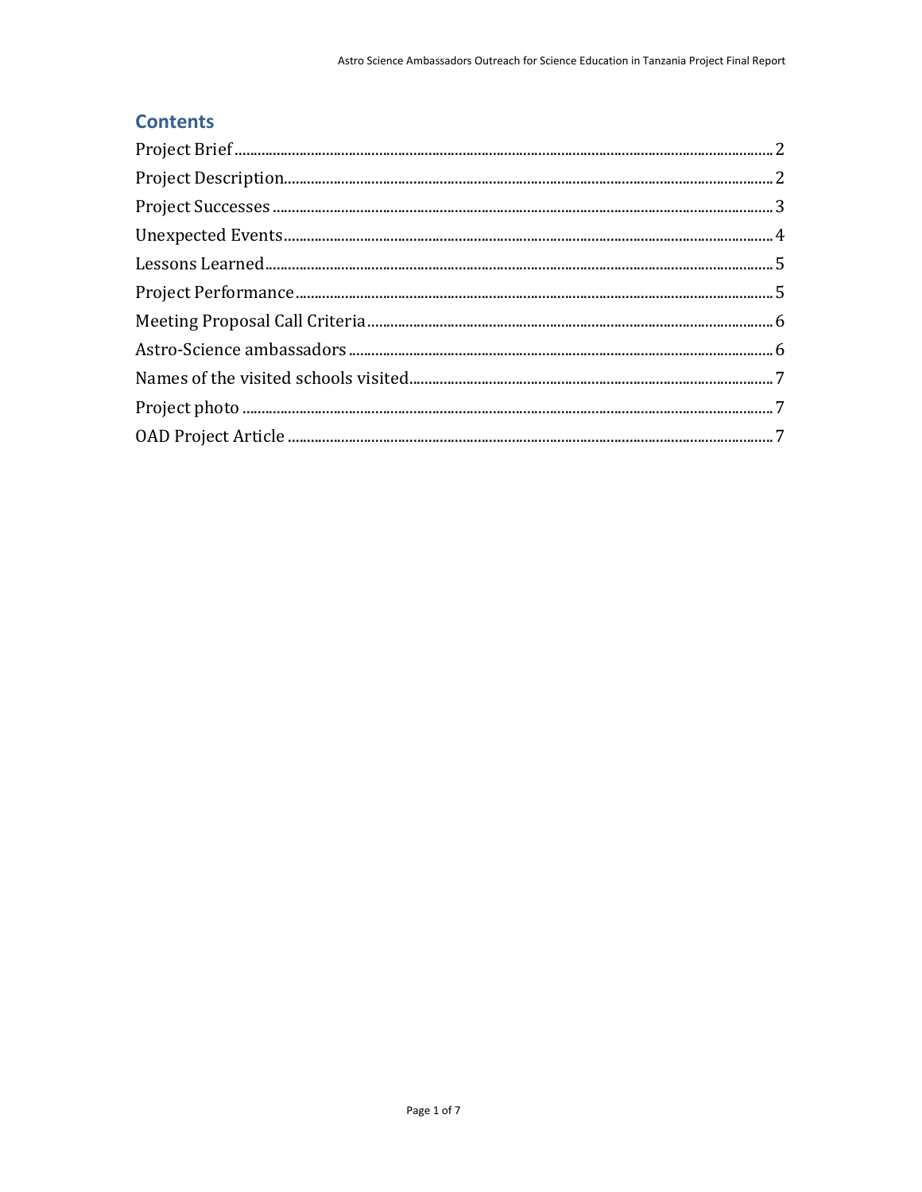## Contents

Project Brief .......... 2

Project Description .......... 2

Project Successes .......... 3

Unexpected Events .......... 4

Lessons Learned .......... 5

Project Performance .......... 5

Meeting Proposal Call Criteria .......... 6

Astro-Science ambassadors .......... 6

Names of the visited schools visited .......... 7

Project photo .......... 7

OAD Project Article .......... 7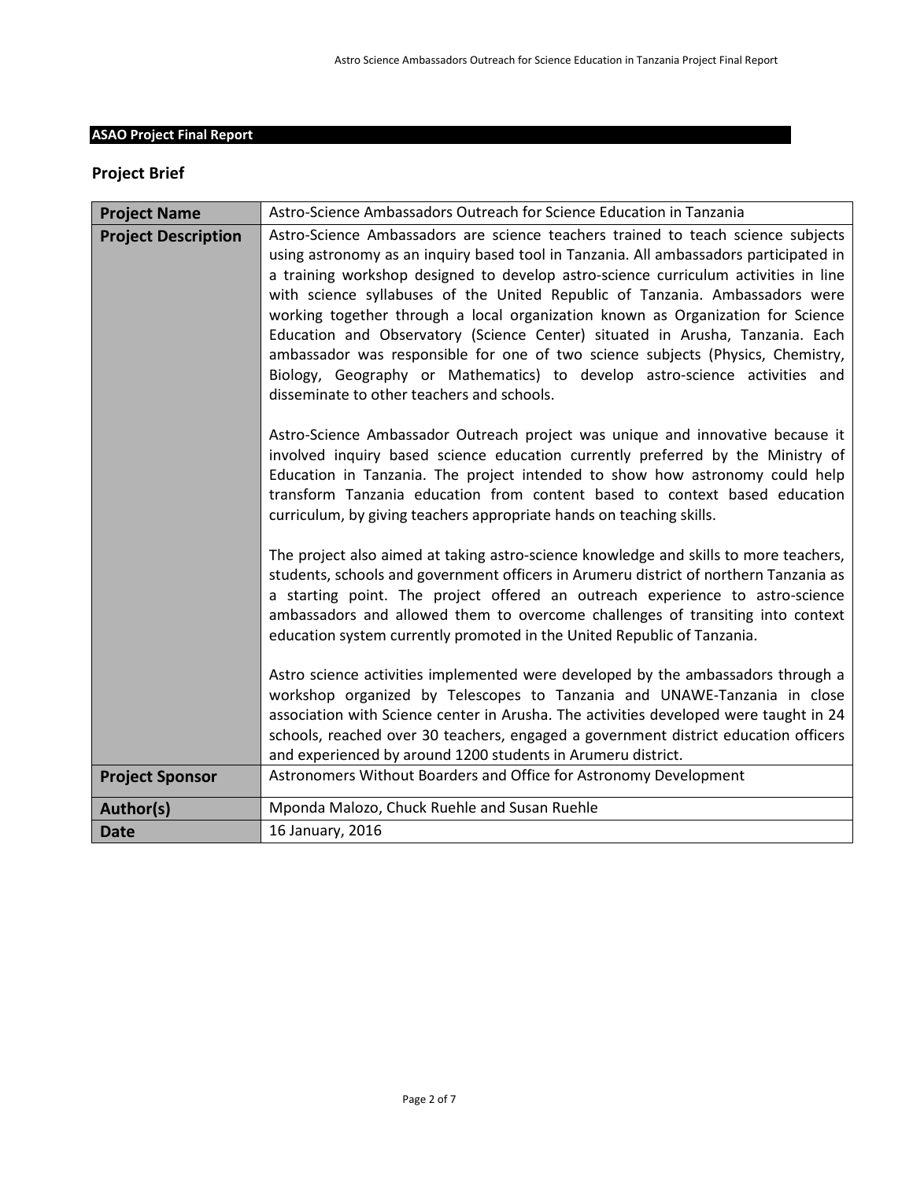**ASAO Project Final Report**

## Project Brief

| Project Name | Astro-Science Ambassadors Outreach for Science Education in Tanzania |
|---|---|
| **Project Description** | Astro-Science Ambassadors are science teachers trained to teach science subjects using astronomy as an inquiry based tool in Tanzania. All ambassadors participated in a training workshop designed to develop astro-science curriculum activities in line with science syllabuses of the United Republic of Tanzania. Ambassadors were working together through a local organization known as Organization for Science Education and Observatory (Science Center) situated in Arusha, Tanzania. Each ambassador was responsible for one of two science subjects (Physics, Chemistry, Biology, Geography or Mathematics) to develop astro-science activities and disseminate to other teachers and schools.<br><br>Astro-Science Ambassador Outreach project was unique and innovative because it involved inquiry based science education currently preferred by the Ministry of Education in Tanzania. The project intended to show how astronomy could help transform Tanzania education from content based to context based education curriculum, by giving teachers appropriate hands on teaching skills.<br><br>The project also aimed at taking astro-science knowledge and skills to more teachers, students, schools and government officers in Arumeru district of northern Tanzania as a starting point. The project offered an outreach experience to astro-science ambassadors and allowed them to overcome challenges of transiting into context education system currently promoted in the United Republic of Tanzania.<br><br>Astro science activities implemented were developed by the ambassadors through a workshop organized by Telescopes to Tanzania and UNAWE-Tanzania in close association with Science center in Arusha. The activities developed were taught in 24 schools, reached over 30 teachers, engaged a government district education officers and experienced by around 1200 students in Arumeru district. |
| **Project Sponsor** | Astronomers Without Boarders and Office for Astronomy Development |
| **Author(s)** | Mponda Malozo, Chuck Ruehle and Susan Ruehle |
| **Date** | 16 January, 2016 |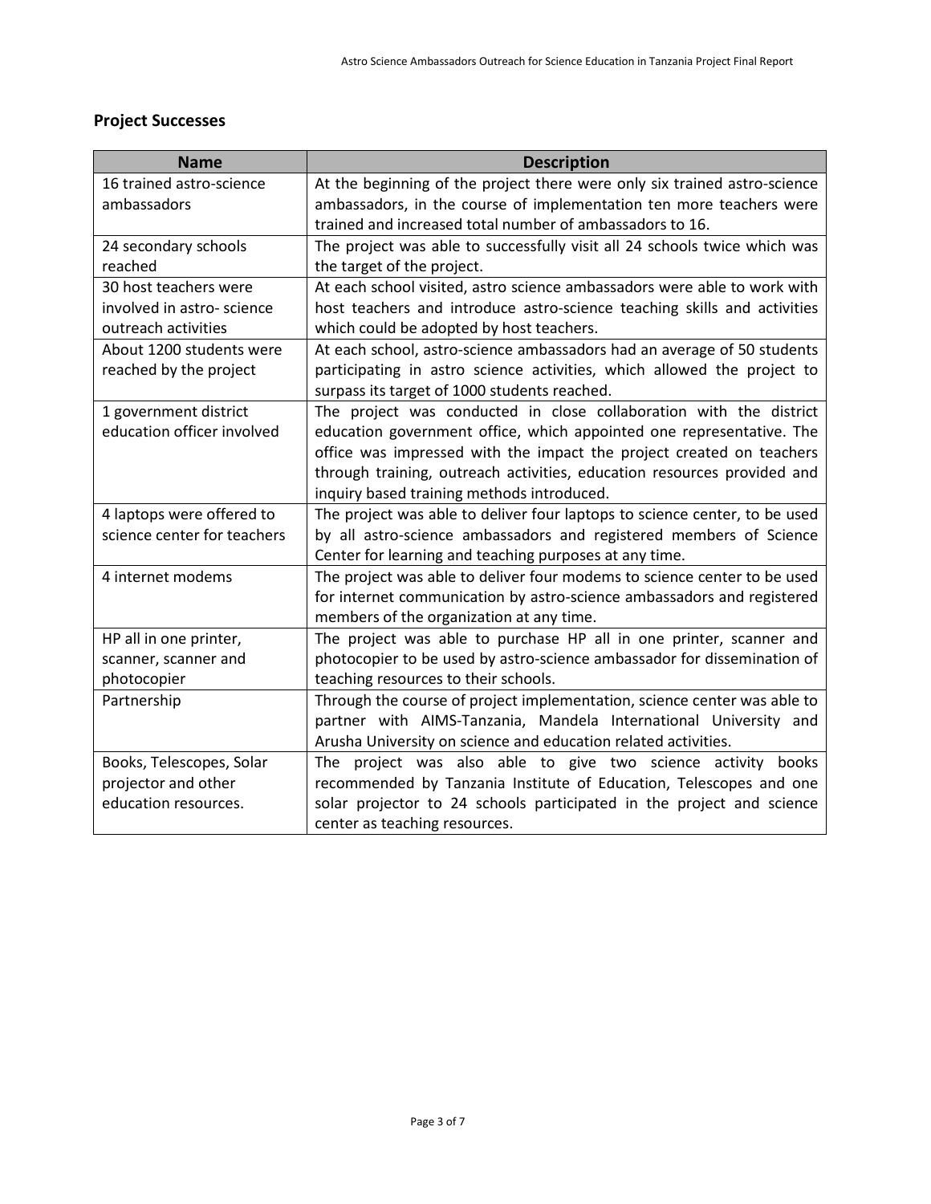## Project Successes

| Name | Description |
|---|---|
| 16 trained astro-science ambassadors | At the beginning of the project there were only six trained astro-science ambassadors, in the course of implementation ten more teachers were trained and increased total number of ambassadors to 16. |
| 24 secondary schools reached | The project was able to successfully visit all 24 schools twice which was the target of the project. |
| 30 host teachers were involved in astro- science outreach activities | At each school visited, astro science ambassadors were able to work with host teachers and introduce astro-science teaching skills and activities which could be adopted by host teachers. |
| About 1200 students were reached by the project | At each school, astro-science ambassadors had an average of 50 students participating in astro science activities, which allowed the project to surpass its target of 1000 students reached. |
| 1 government district education officer involved | The project was conducted in close collaboration with the district education government office, which appointed one representative. The office was impressed with the impact the project created on teachers through training, outreach activities, education resources provided and inquiry based training methods introduced. |
| 4 laptops were offered to science center for teachers | The project was able to deliver four laptops to science center, to be used by all astro-science ambassadors and registered members of Science Center for learning and teaching purposes at any time. |
| 4 internet modems | The project was able to deliver four modems to science center to be used for internet communication by astro-science ambassadors and registered members of the organization at any time. |
| HP all in one printer, scanner, scanner and photocopier | The project was able to purchase HP all in one printer, scanner and photocopier to be used by astro-science ambassador for dissemination of teaching resources to their schools. |
| Partnership | Through the course of project implementation, science center was able to partner with AIMS-Tanzania, Mandela International University and Arusha University on science and education related activities. |
| Books, Telescopes, Solar projector and other education resources. | The project was also able to give two science activity books recommended by Tanzania Institute of Education, Telescopes and one solar projector to 24 schools participated in the project and science center as teaching resources. |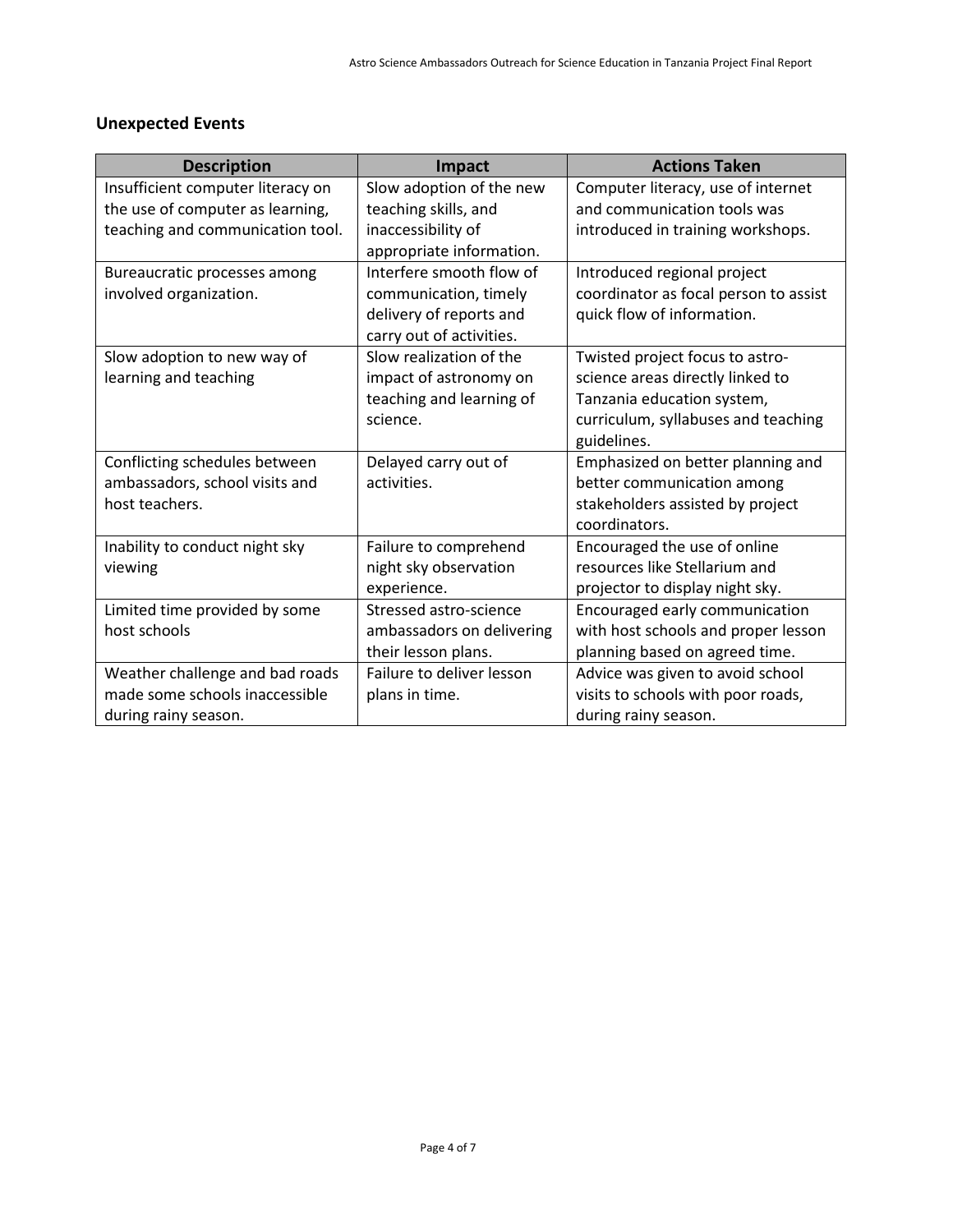## Unexpected Events

| Description | Impact | Actions Taken |
| --- | --- | --- |
| Insufficient computer literacy on the use of computer as learning, teaching and communication tool. | Slow adoption of the new teaching skills, and inaccessibility of appropriate information. | Computer literacy, use of internet and communication tools was introduced in training workshops. |
| Bureaucratic processes among involved organization. | Interfere smooth flow of communication, timely delivery of reports and carry out of activities. | Introduced regional project coordinator as focal person to assist quick flow of information. |
| Slow adoption to new way of learning and teaching | Slow realization of the impact of astronomy on teaching and learning of science. | Twisted project focus to astro-science areas directly linked to Tanzania education system, curriculum, syllabuses and teaching guidelines. |
| Conflicting schedules between ambassadors, school visits and host teachers. | Delayed carry out of activities. | Emphasized on better planning and better communication among stakeholders assisted by project coordinators. |
| Inability to conduct night sky viewing | Failure to comprehend night sky observation experience. | Encouraged the use of online resources like Stellarium and projector to display night sky. |
| Limited time provided by some host schools | Stressed astro-science ambassadors on delivering their lesson plans. | Encouraged early communication with host schools and proper lesson planning based on agreed time. |
| Weather challenge and bad roads made some schools inaccessible during rainy season. | Failure to deliver lesson plans in time. | Advice was given to avoid school visits to schools with poor roads, during rainy season. |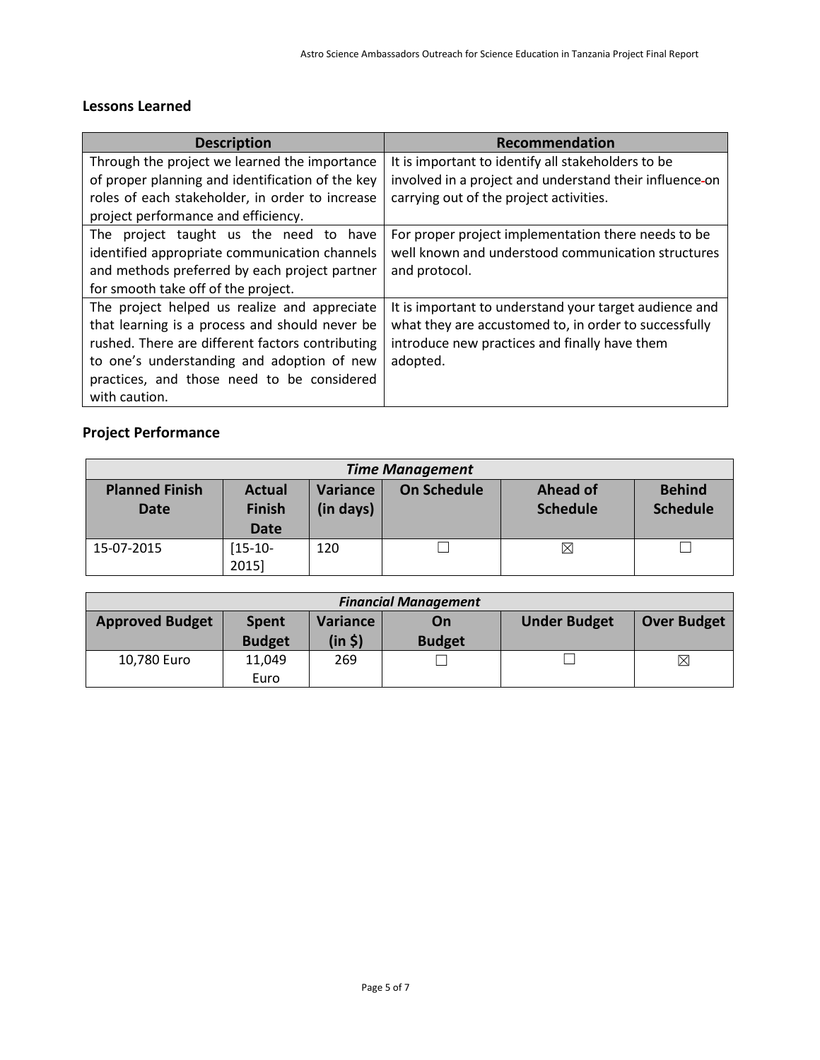## Lessons Learned

| Description | Recommendation |
|---|---|
| Through the project we learned the importance of proper planning and identification of the key roles of each stakeholder, in order to increase project performance and efficiency. | It is important to identify all stakeholders to be involved in a project and understand their influence on carrying out of the project activities. |
| The project taught us the need to have identified appropriate communication channels and methods preferred by each project partner for smooth take off of the project. | For proper project implementation there needs to be well known and understood communication structures and protocol. |
| The project helped us realize and appreciate that learning is a process and should never be rushed. There are different factors contributing to one's understanding and adoption of new practices, and those need to be considered with caution. | It is important to understand your target audience and what they are accustomed to, in order to successfully introduce new practices and finally have them adopted. |

## Project Performance

| *Time Management* | | | | | |
|---|---|---|---|---|---|
| **Planned Finish Date** | **Actual Finish Date** | **Variance (in days)** | **On Schedule** | **Ahead of Schedule** | **Behind Schedule** |
| 15-07-2015 | [15-10-2015] | 120 | ☐ | ☒ | ☐ |

| *Financial Management* | | | | | |
|---|---|---|---|---|---|
| **Approved Budget** | **Spent Budget** | **Variance (in $)** | **On Budget** | **Under Budget** | **Over Budget** |
| 10,780 Euro | 11,049 Euro | 269 | ☐ | ☐ | ☒ |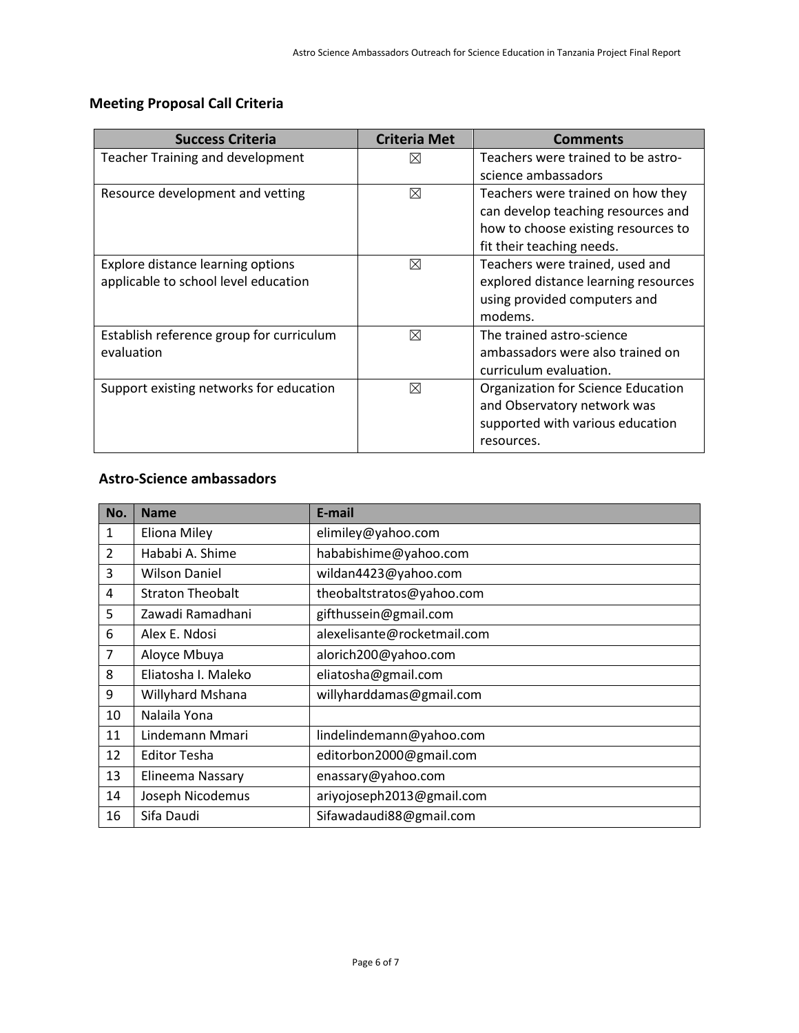## Meeting Proposal Call Criteria

| Success Criteria | Criteria Met | Comments |
| --- | --- | --- |
| Teacher Training and development | ☒ | Teachers were trained to be astro-science ambassadors |
| Resource development and vetting | ☒ | Teachers were trained on how they can develop teaching resources and how to choose existing resources to fit their teaching needs. |
| Explore distance learning options applicable to school level education | ☒ | Teachers were trained, used and explored distance learning resources using provided computers and modems. |
| Establish reference group for curriculum evaluation | ☒ | The trained astro-science ambassadors were also trained on curriculum evaluation. |
| Support existing networks for education | ☒ | Organization for Science Education and Observatory network was supported with various education resources. |

## Astro-Science ambassadors

| No. | Name | E-mail |
| --- | --- | --- |
| 1 | Eliona Miley | elimiley@yahoo.com |
| 2 | Hababi A. Shime | hababishime@yahoo.com |
| 3 | Wilson Daniel | wildan4423@yahoo.com |
| 4 | Straton Theobalt | theobaltstratos@yahoo.com |
| 5 | Zawadi Ramadhani | gifthussein@gmail.com |
| 6 | Alex E. Ndosi | alexelisante@rocketmail.com |
| 7 | Aloyce Mbuya | alorich200@yahoo.com |
| 8 | Eliatosha I. Maleko | eliatosha@gmail.com |
| 9 | Willyhard Mshana | willyharddamas@gmail.com |
| 10 | Nalaila Yona | |
| 11 | Lindemann Mmari | lindelindemann@yahoo.com |
| 12 | Editor Tesha | editorbon2000@gmail.com |
| 13 | Elineema Nassary | enassary@yahoo.com |
| 14 | Joseph Nicodemus | ariyojoseph2013@gmail.com |
| 16 | Sifa Daudi | Sifawadaudi88@gmail.com |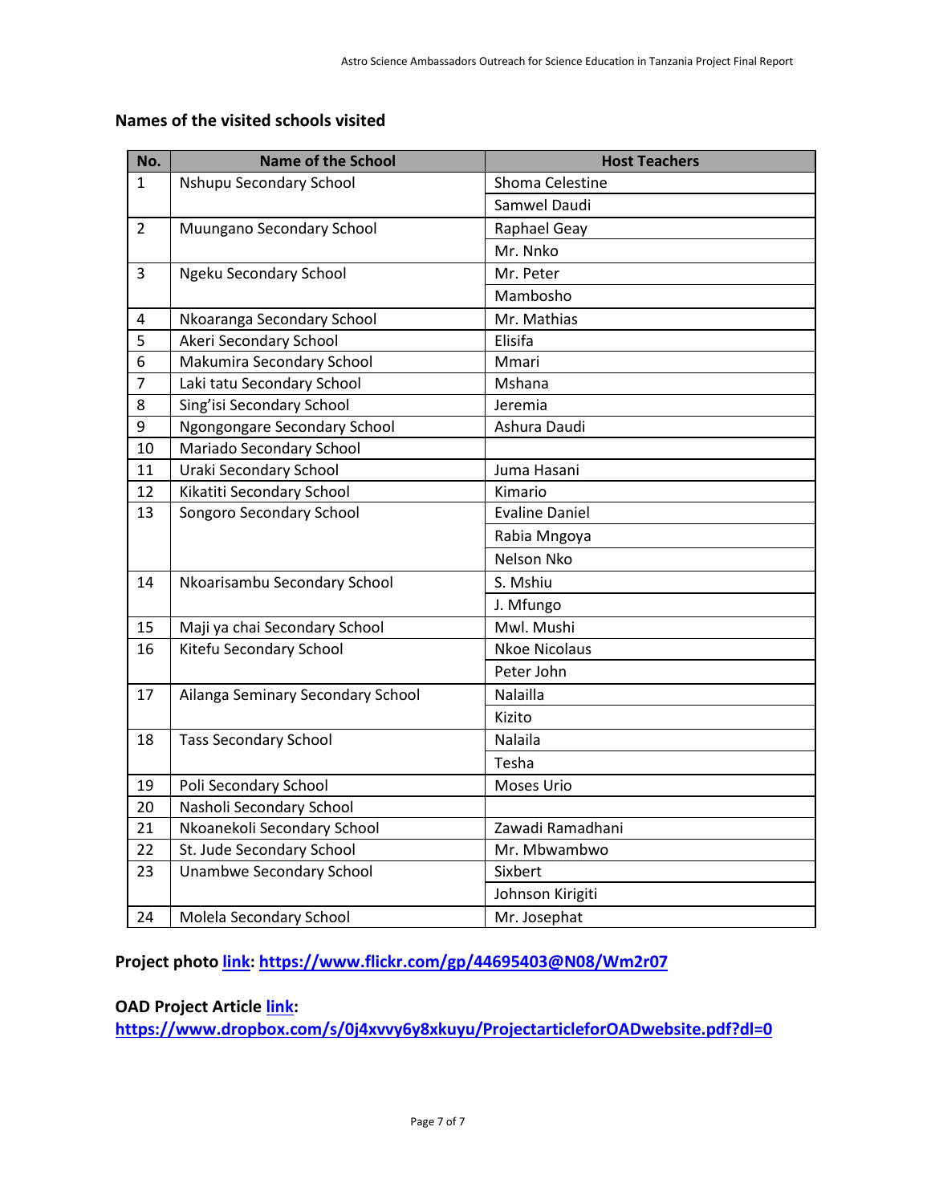### Names of the visited schools visited

| No. | Name of the School | Host Teachers |
|---|---|---|
| 1 | Nshupu Secondary School | Shoma Celestine |
| | | Samwel Daudi |
| 2 | Muungano Secondary School | Raphael Geay |
| | | Mr. Nnko |
| 3 | Ngeku Secondary School | Mr. Peter |
| | | Mambosho |
| 4 | Nkoaranga Secondary School | Mr. Mathias |
| 5 | Akeri Secondary School | Elisifa |
| 6 | Makumira Secondary School | Mmari |
| 7 | Laki tatu Secondary School | Mshana |
| 8 | Sing'isi Secondary School | Jeremia |
| 9 | Ngongongare Secondary School | Ashura Daudi |
| 10 | Mariado Secondary School | |
| 11 | Uraki Secondary School | Juma Hasani |
| 12 | Kikatiti Secondary School | Kimario |
| 13 | Songoro Secondary School | Evaline Daniel |
| | | Rabia Mngoya |
| | | Nelson Nko |
| 14 | Nkoarisambu Secondary School | S. Mshiu |
| | | J. Mfungo |
| 15 | Maji ya chai Secondary School | Mwl. Mushi |
| 16 | Kitefu Secondary School | Nkoe Nicolaus |
| | | Peter John |
| 17 | Ailanga Seminary Secondary School | Nalailla |
| | | Kizito |
| 18 | Tass Secondary School | Nalaila |
| | | Tesha |
| 19 | Poli Secondary School | Moses Urio |
| 20 | Nasholi Secondary School | |
| 21 | Nkoanekoli Secondary School | Zawadi Ramadhani |
| 22 | St. Jude Secondary School | Mr. Mbwambwo |
| 23 | Unambwe Secondary School | Sixbert |
| | | Johnson Kirigiti |
| 24 | Molela Secondary School | Mr. Josephat |

**Project photo link: https://www.flickr.com/gp/44695403@N08/Wm2r07**

**OAD Project Article link:**
**https://www.dropbox.com/s/0j4xvvy6y8xkuyu/ProjectarticleforOADwebsite.pdf?dl=0**